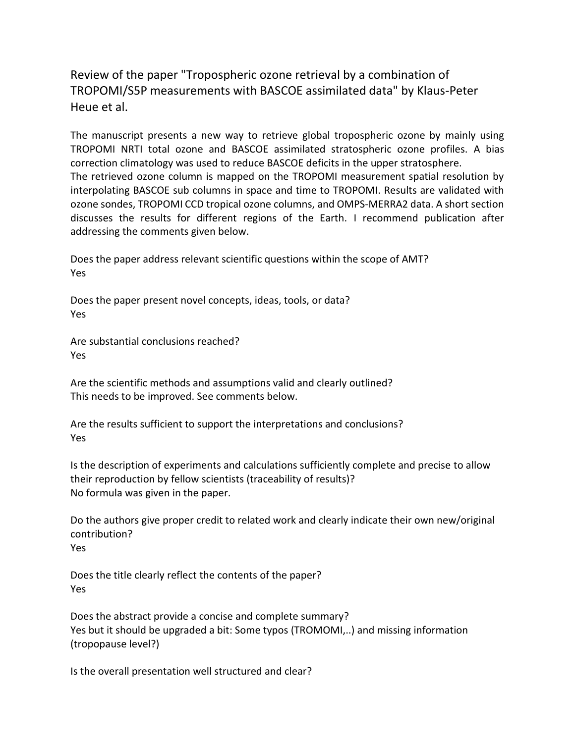# Review of the paper "Tropospheric ozone retrieval by a combination of TROPOMI/S5P measurements with BASCOE assimilated data" by Klaus-Peter Heue et al.

The manuscript presents a new way to retrieve global tropospheric ozone by mainly using TROPOMI NRTI total ozone and BASCOE assimilated stratospheric ozone profiles. A bias correction climatology was used to reduce BASCOE deficits in the upper stratosphere. The retrieved ozone column is mapped on the TROPOMI measurement spatial resolution by interpolating BASCOE sub columns in space and time to TROPOMI. Results are validated with ozone sondes, TROPOMI CCD tropical ozone columns, and OMPS-MERRA2 data. A short section discusses the results for different regions of the Earth. I recommend publication after addressing the comments given below.

Does the paper address relevant scientific questions within the scope of AMT?
Yes

Does the paper present novel concepts, ideas, tools, or data?
Yes

Are substantial conclusions reached?
Yes

Are the scientific methods and assumptions valid and clearly outlined?
This needs to be improved. See comments below.

Are the results sufficient to support the interpretations and conclusions?
Yes

Is the description of experiments and calculations sufficiently complete and precise to allow their reproduction by fellow scientists (traceability of results)?
No formula was given in the paper.

Do the authors give proper credit to related work and clearly indicate their own new/original contribution?
Yes

Does the title clearly reflect the contents of the paper?
Yes

Does the abstract provide a concise and complete summary?
Yes but it should be upgraded a bit: Some typos (TROMOMI,..) and missing information (tropopause level?)

Is the overall presentation well structured and clear?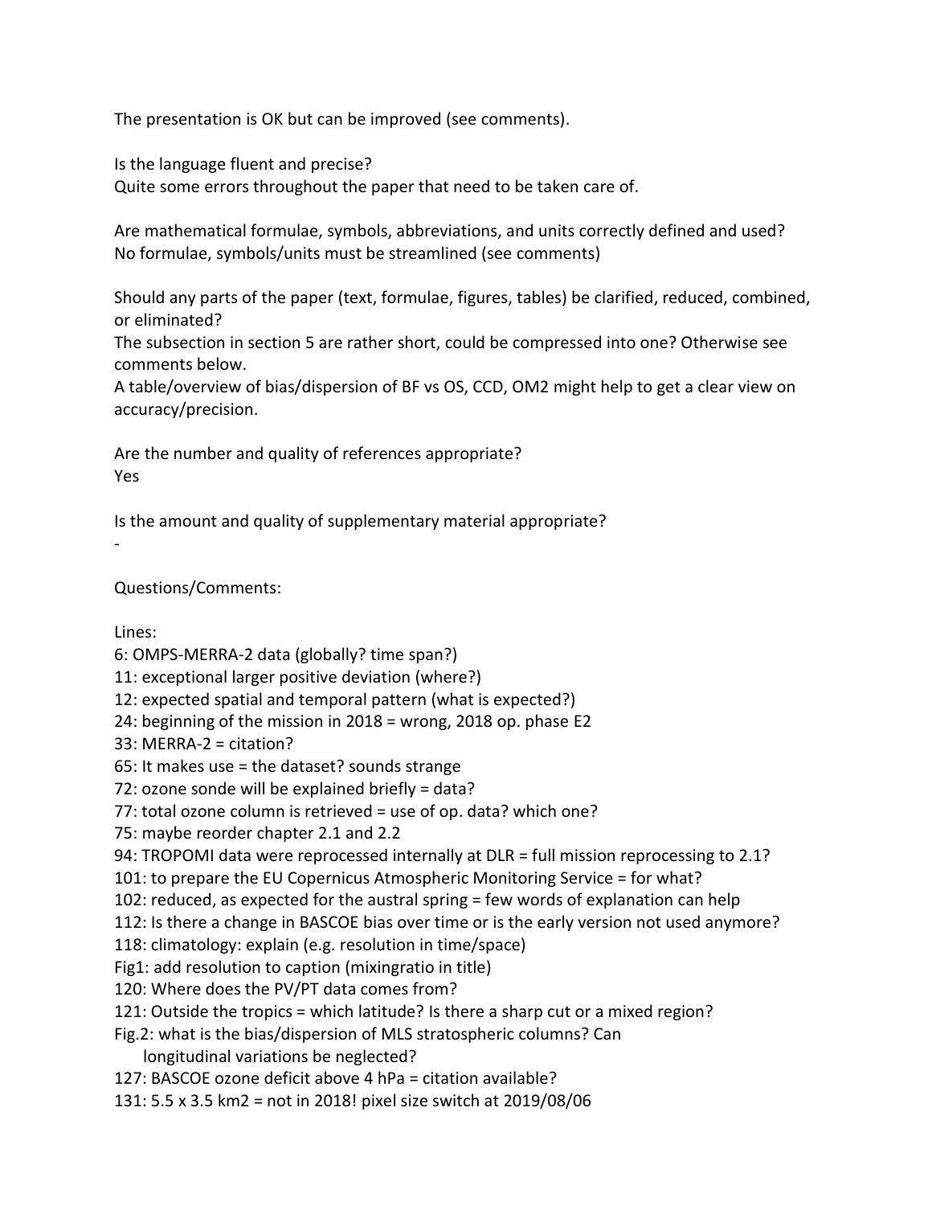The presentation is OK but can be improved (see comments).

Is the language fluent and precise?
Quite some errors throughout the paper that need to be taken care of.

Are mathematical formulae, symbols, abbreviations, and units correctly defined and used?
No formulae, symbols/units must be streamlined (see comments)

Should any parts of the paper (text, formulae, figures, tables) be clarified, reduced, combined, or eliminated?
The subsection in section 5 are rather short, could be compressed into one? Otherwise see comments below.
A table/overview of bias/dispersion of BF vs OS, CCD, OM2 might help to get a clear view on accuracy/precision.

Are the number and quality of references appropriate?
Yes

Is the amount and quality of supplementary material appropriate?
-

Questions/Comments:

Lines:
6: OMPS-MERRA-2 data (globally? time span?)
11: exceptional larger positive deviation (where?)
12: expected spatial and temporal pattern (what is expected?)
24: beginning of the mission in 2018 = wrong, 2018 op. phase E2
33: MERRA-2 = citation?
65: It makes use = the dataset? sounds strange
72: ozone sonde will be explained briefly = data?
77: total ozone column is retrieved = use of op. data? which one?
75: maybe reorder chapter 2.1 and 2.2
94: TROPOMI data were reprocessed internally at DLR = full mission reprocessing to 2.1?
101: to prepare the EU Copernicus Atmospheric Monitoring Service = for what?
102: reduced, as expected for the austral spring = few words of explanation can help
112: Is there a change in BASCOE bias over time or is the early version not used anymore?
118: climatology: explain (e.g. resolution in time/space)
Fig1: add resolution to caption (mixingratio in title)
120: Where does the PV/PT data comes from?
121: Outside the tropics = which latitude? Is there a sharp cut or a mixed region?
Fig.2: what is the bias/dispersion of MLS stratospheric columns? Can longitudinal variations be neglected?
127: BASCOE ozone deficit above 4 hPa = citation available?
131: 5.5 x 3.5 km2 = not in 2018! pixel size switch at 2019/08/06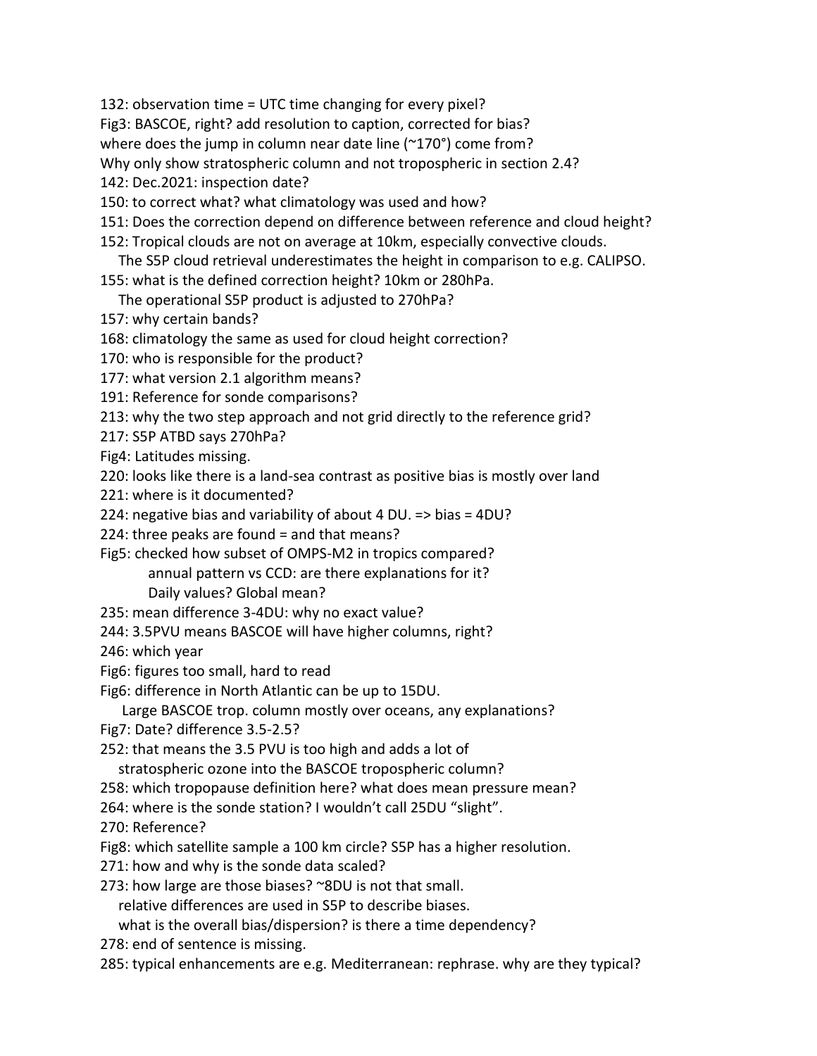132: observation time = UTC time changing for every pixel?

Fig3: BASCOE, right? add resolution to caption, corrected for bias?

where does the jump in column near date line (~170°) come from?

Why only show stratospheric column and not tropospheric in section 2.4?

142: Dec.2021: inspection date?

150: to correct what? what climatology was used and how?

151: Does the correction depend on difference between reference and cloud height?

152: Tropical clouds are not on average at 10km, especially convective clouds.
  The S5P cloud retrieval underestimates the height in comparison to e.g. CALIPSO.

155: what is the defined correction height? 10km or 280hPa.
  The operational S5P product is adjusted to 270hPa?

157: why certain bands?

168: climatology the same as used for cloud height correction?

170: who is responsible for the product?

177: what version 2.1 algorithm means?

191: Reference for sonde comparisons?

213: why the two step approach and not grid directly to the reference grid?

217: S5P ATBD says 270hPa?

Fig4: Latitudes missing.

220: looks like there is a land-sea contrast as positive bias is mostly over land

221: where is it documented?

224: negative bias and variability of about 4 DU. => bias = 4DU?

224: three peaks are found = and that means?

Fig5: checked how subset of OMPS-M2 in tropics compared?
  annual pattern vs CCD: are there explanations for it?
  Daily values? Global mean?

235: mean difference 3-4DU: why no exact value?

244: 3.5PVU means BASCOE will have higher columns, right?

246: which year

Fig6: figures too small, hard to read

Fig6: difference in North Atlantic can be up to 15DU.
  Large BASCOE trop. column mostly over oceans, any explanations?

Fig7: Date? difference 3.5-2.5?

252: that means the 3.5 PVU is too high and adds a lot of
  stratospheric ozone into the BASCOE tropospheric column?

258: which tropopause definition here? what does mean pressure mean?

264: where is the sonde station? I wouldn't call 25DU "slight".

270: Reference?

Fig8: which satellite sample a 100 km circle? S5P has a higher resolution.

271: how and why is the sonde data scaled?

273: how large are those biases? ~8DU is not that small.
  relative differences are used in S5P to describe biases.
  what is the overall bias/dispersion? is there a time dependency?

278: end of sentence is missing.

285: typical enhancements are e.g. Mediterranean: rephrase. why are they typical?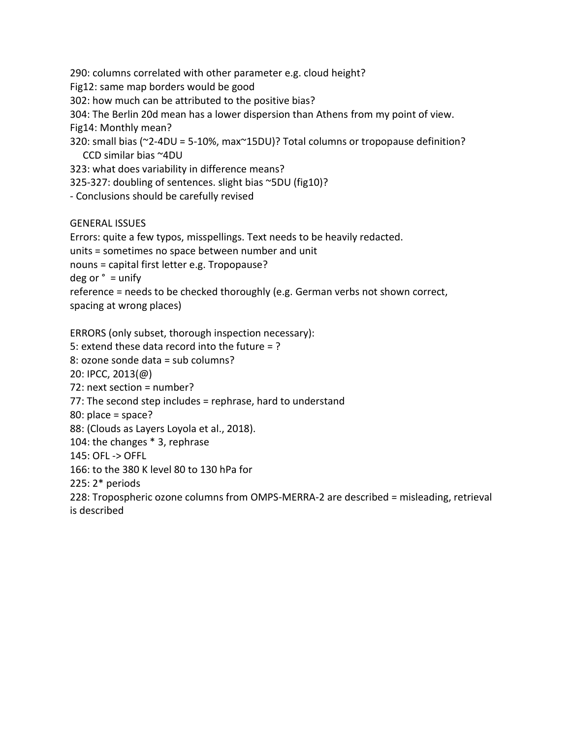290: columns correlated with other parameter e.g. cloud height?
Fig12: same map borders would be good
302: how much can be attributed to the positive bias?
304: The Berlin 20d mean has a lower dispersion than Athens from my point of view.
Fig14: Monthly mean?
320: small bias (~2-4DU = 5-10%, max~15DU)? Total columns or tropopause definition?
CCD similar bias ~4DU
323: what does variability in difference means?
325-327: doubling of sentences. slight bias ~5DU (fig10)?
- Conclusions should be carefully revised

GENERAL ISSUES
Errors: quite a few typos, misspellings. Text needs to be heavily redacted.
units = sometimes no space between number and unit
nouns = capital first letter e.g. Tropopause?
deg or ° = unify
reference = needs to be checked thoroughly (e.g. German verbs not shown correct, spacing at wrong places)

ERRORS (only subset, thorough inspection necessary):
5: extend these data record into the future = ?
8: ozone sonde data = sub columns?
20: IPCC, 2013(@)
72: next section = number?
77: The second step includes = rephrase, hard to understand
80: place = space?
88: (Clouds as Layers Loyola et al., 2018).
104: the changes * 3, rephrase
145: OFL -> OFFL
166: to the 380 K level 80 to 130 hPa for
225: 2* periods
228: Tropospheric ozone columns from OMPS-MERRA-2 are described = misleading, retrieval is described